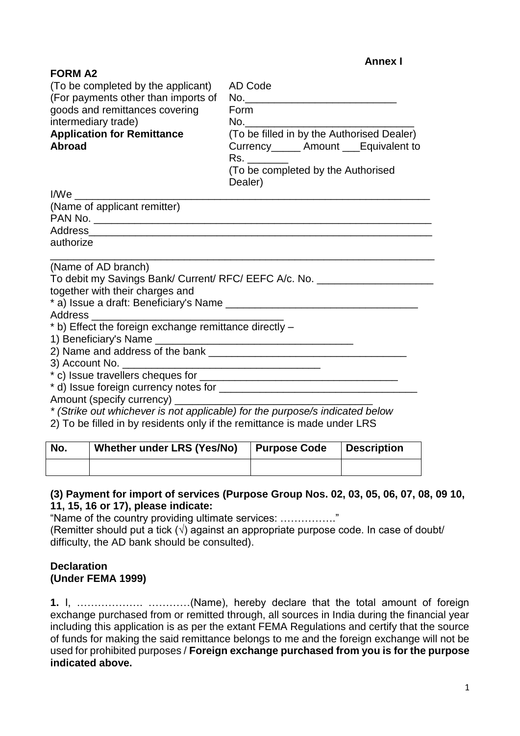**Annex I**

**FORM A2**

(To be completed by the applicant)
(For payments other than imports of goods and remittances covering intermediary trade)

**Application for Remittance Abroad**

AD Code No.\_\_\_\_\_\_\_\_\_\_\_\_\_\_\_\_\_\_\_\_\_\_\_\_\_\_
Form No.\_\_\_\_\_\_\_\_\_\_\_\_\_\_\_\_\_\_\_\_\_\_\_\_\_\_\_\_\_\_
(To be filled in by the Authorised Dealer)
Currency\_\_\_\_\_ Amount \_\_\_Equivalent to Rs. \_\_\_\_\_\_\_
(To be completed by the Authorised Dealer)

I/We \_\_\_\_\_\_\_\_\_\_\_\_\_\_\_\_\_\_\_\_\_\_\_\_\_\_\_\_\_\_\_\_\_\_\_\_\_\_\_\_\_\_\_\_\_\_\_\_\_\_\_\_\_\_\_\_\_\_\_\_
(Name of applicant remitter)
PAN No. \_\_\_\_\_\_\_\_\_\_\_\_\_\_\_\_\_\_\_\_\_\_\_\_\_\_\_\_\_\_\_\_\_\_\_\_\_\_\_\_\_\_\_\_\_\_\_\_\_\_\_\_\_\_\_\_\_\_
Address\_\_\_\_\_\_\_\_\_\_\_\_\_\_\_\_\_\_\_\_\_\_\_\_\_\_\_\_\_\_\_\_\_\_\_\_\_\_\_\_\_\_\_\_\_\_\_\_\_\_\_\_\_\_\_\_\_\_\_
authorize
\_\_\_\_\_\_\_\_\_\_\_\_\_\_\_\_\_\_\_\_\_\_\_\_\_\_\_\_\_\_\_\_\_\_\_\_\_\_\_\_\_\_\_\_\_\_\_\_\_\_\_\_\_\_\_\_\_\_\_\_\_\_\_\_
(Name of AD branch)
To debit my Savings Bank/ Current/ RFC/ EEFC A/c. No. \_\_\_\_\_\_\_\_\_\_\_\_\_\_\_\_\_\_\_\_
together with their charges and
* a) Issue a draft: Beneficiary's Name \_\_\_\_\_\_\_\_\_\_\_\_\_\_\_\_\_\_\_\_\_\_\_\_\_\_\_\_\_\_\_\_\_
Address \_\_\_\_\_\_\_\_\_\_\_\_\_\_\_\_\_\_\_\_\_\_\_\_\_\_\_\_\_\_\_\_\_
* b) Effect the foreign exchange remittance directly –
1) Beneficiary's Name \_\_\_\_\_\_\_\_\_\_\_\_\_\_\_\_\_\_\_\_\_\_\_\_\_\_\_\_\_\_\_\_\_\_
2) Name and address of the bank \_\_\_\_\_\_\_\_\_\_\_\_\_\_\_\_\_\_\_\_\_\_\_\_\_\_\_\_\_\_\_\_\_\_
3) Account No. \_\_\_\_\_\_\_\_\_\_\_\_\_\_\_\_\_\_\_\_\_\_\_\_\_\_\_\_\_\_\_\_\_\_\_
* c) Issue travellers cheques for \_\_\_\_\_\_\_\_\_\_\_\_\_\_\_\_\_\_\_\_\_\_\_\_\_\_\_\_\_\_\_\_\_\_\_
* d) Issue foreign currency notes for \_\_\_\_\_\_\_\_\_\_\_\_\_\_\_\_\_\_\_\_\_\_\_\_\_\_\_\_\_\_\_\_\_\_\_
Amount (specify currency) \_\_\_\_\_\_\_\_\_\_\_\_\_\_\_\_\_\_\_\_\_\_\_\_\_\_\_\_\_\_\_\_\_\_
*\* (Strike out whichever is not applicable) for the purpose/s indicated below*
2) To be filled in by residents only if the remittance is made under LRS

| No. | Whether under LRS (Yes/No) | Purpose Code | Description |
|---|---|---|---|
| | | | |

**(3) Payment for import of services (Purpose Group Nos. 02, 03, 05, 06, 07, 08, 09 10, 11, 15, 16 or 17), please indicate:**

"Name of the country providing ultimate services: ……………."
(Remitter should put a tick (√) against an appropriate purpose code. In case of doubt/ difficulty, the AD bank should be consulted).

**Declaration**
**(Under FEMA 1999)**

**1.** I, ………………. …………(Name), hereby declare that the total amount of foreign exchange purchased from or remitted through, all sources in India during the financial year including this application is as per the extant FEMA Regulations and certify that the source of funds for making the said remittance belongs to me and the foreign exchange will not be used for prohibited purposes / **Foreign exchange purchased from you is for the purpose indicated above.**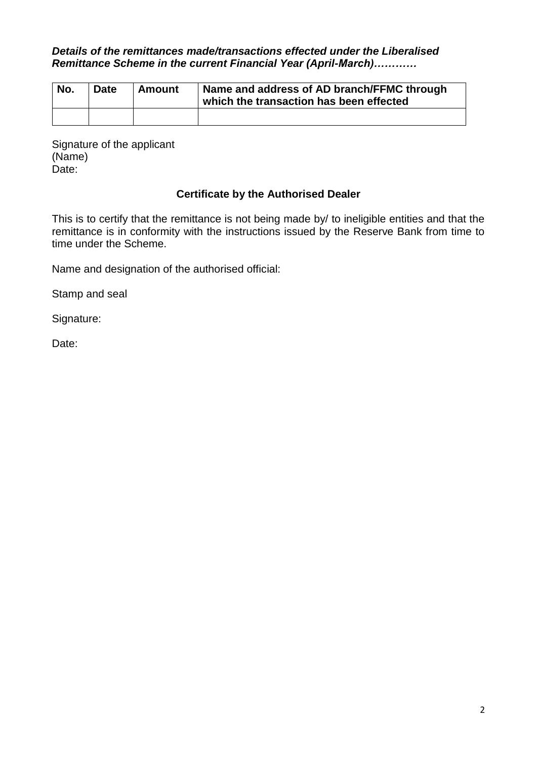***Details of the remittances made/transactions effected under the Liberalised Remittance Scheme in the current Financial Year (April-March)…………***

| No. | Date | Amount | Name and address of AD branch/FFMC through which the transaction has been effected |
|---|---|---|---|
| | | | |

Signature of the applicant
(Name)
Date:

**Certificate by the Authorised Dealer**

This is to certify that the remittance is not being made by/ to ineligible entities and that the remittance is in conformity with the instructions issued by the Reserve Bank from time to time under the Scheme.

Name and designation of the authorised official:

Stamp and seal

Signature:

Date: